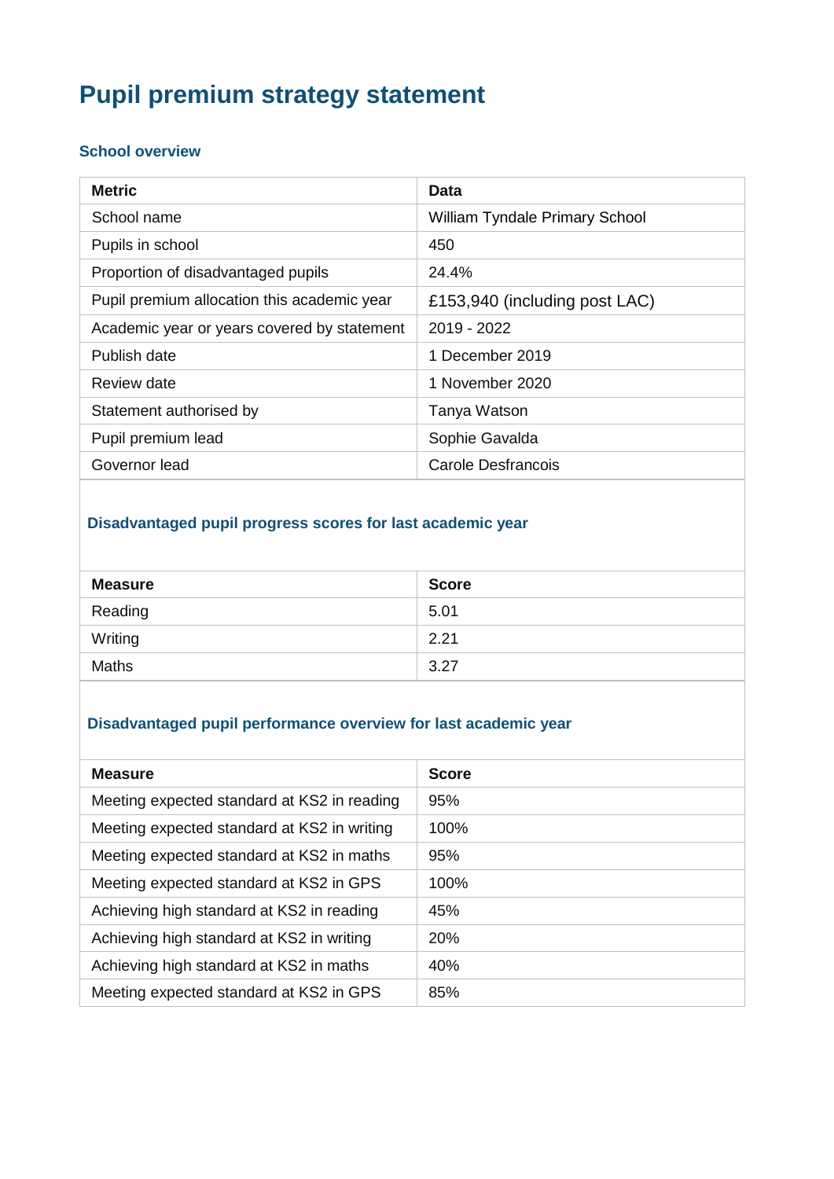# Pupil premium strategy statement

### School overview

| Metric | Data |
|---|---|
| School name | William Tyndale Primary School |
| Pupils in school | 450 |
| Proportion of disadvantaged pupils | 24.4% |
| Pupil premium allocation this academic year | £153,940 (including post LAC) |
| Academic year or years covered by statement | 2019 - 2022 |
| Publish date | 1 December 2019 |
| Review date | 1 November 2020 |
| Statement authorised by | Tanya Watson |
| Pupil premium lead | Sophie Gavalda |
| Governor lead | Carole Desfrancois |

### Disadvantaged pupil progress scores for last academic year

| Measure | Score |
|---|---|
| Reading | 5.01 |
| Writing | 2.21 |
| Maths | 3.27 |

### Disadvantaged pupil performance overview for last academic year

| Measure | Score |
|---|---|
| Meeting expected standard at KS2 in reading | 95% |
| Meeting expected standard at KS2 in writing | 100% |
| Meeting expected standard at KS2 in maths | 95% |
| Meeting expected standard at KS2 in GPS | 100% |
| Achieving high standard at KS2 in reading | 45% |
| Achieving high standard at KS2 in writing | 20% |
| Achieving high standard at KS2 in maths | 40% |
| Meeting expected standard at KS2 in GPS | 85% |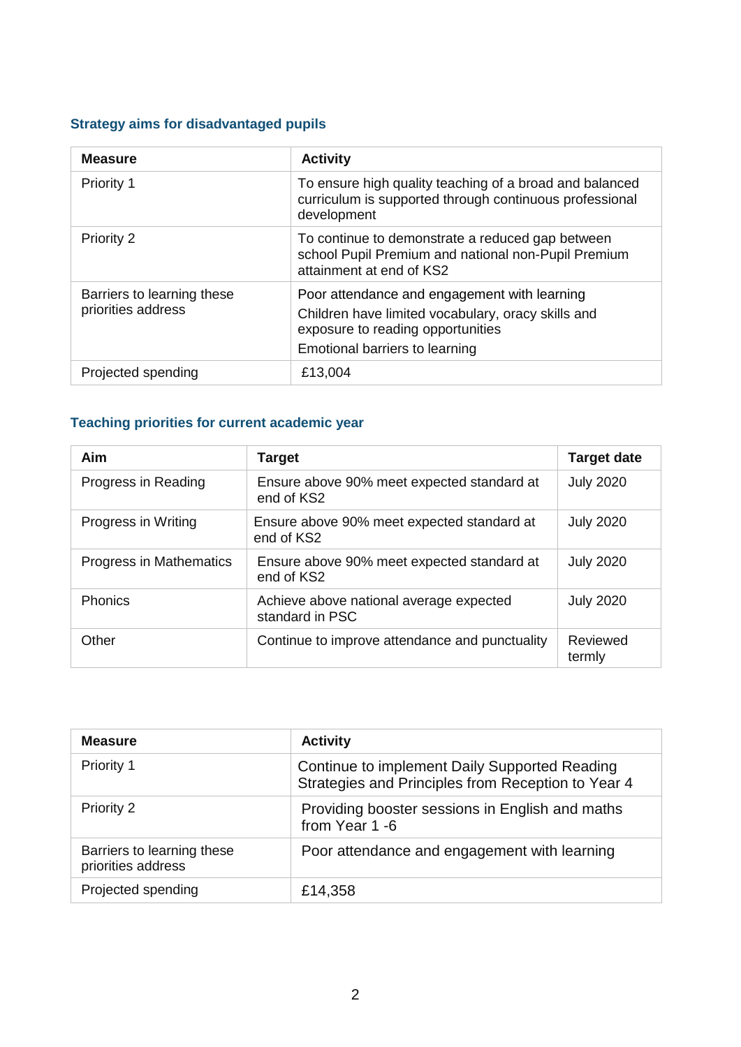### Strategy aims for disadvantaged pupils

| Measure | Activity |
|---|---|
| Priority 1 | To ensure high quality teaching of a broad and balanced curriculum is supported through continuous professional development |
| Priority 2 | To continue to demonstrate a reduced gap between school Pupil Premium and national non-Pupil Premium attainment at end of KS2 |
| Barriers to learning these priorities address | Poor attendance and engagement with learning<br>Children have limited vocabulary, oracy skills and exposure to reading opportunities<br>Emotional barriers to learning |
| Projected spending | £13,004 |

### Teaching priorities for current academic year

| Aim | Target | Target date |
|---|---|---|
| Progress in Reading | Ensure above 90% meet expected standard at end of KS2 | July 2020 |
| Progress in Writing | Ensure above 90% meet expected standard at end of KS2 | July 2020 |
| Progress in Mathematics | Ensure above 90% meet expected standard at end of KS2 | July 2020 |
| Phonics | Achieve above national average expected standard in PSC | July 2020 |
| Other | Continue to improve attendance and punctuality | Reviewed termly |

| Measure | Activity |
|---|---|
| Priority 1 | Continue to implement Daily Supported Reading Strategies and Principles from Reception to Year 4 |
| Priority 2 | Providing booster sessions in English and maths from Year 1 -6 |
| Barriers to learning these priorities address | Poor attendance and engagement with learning |
| Projected spending | £14,358 |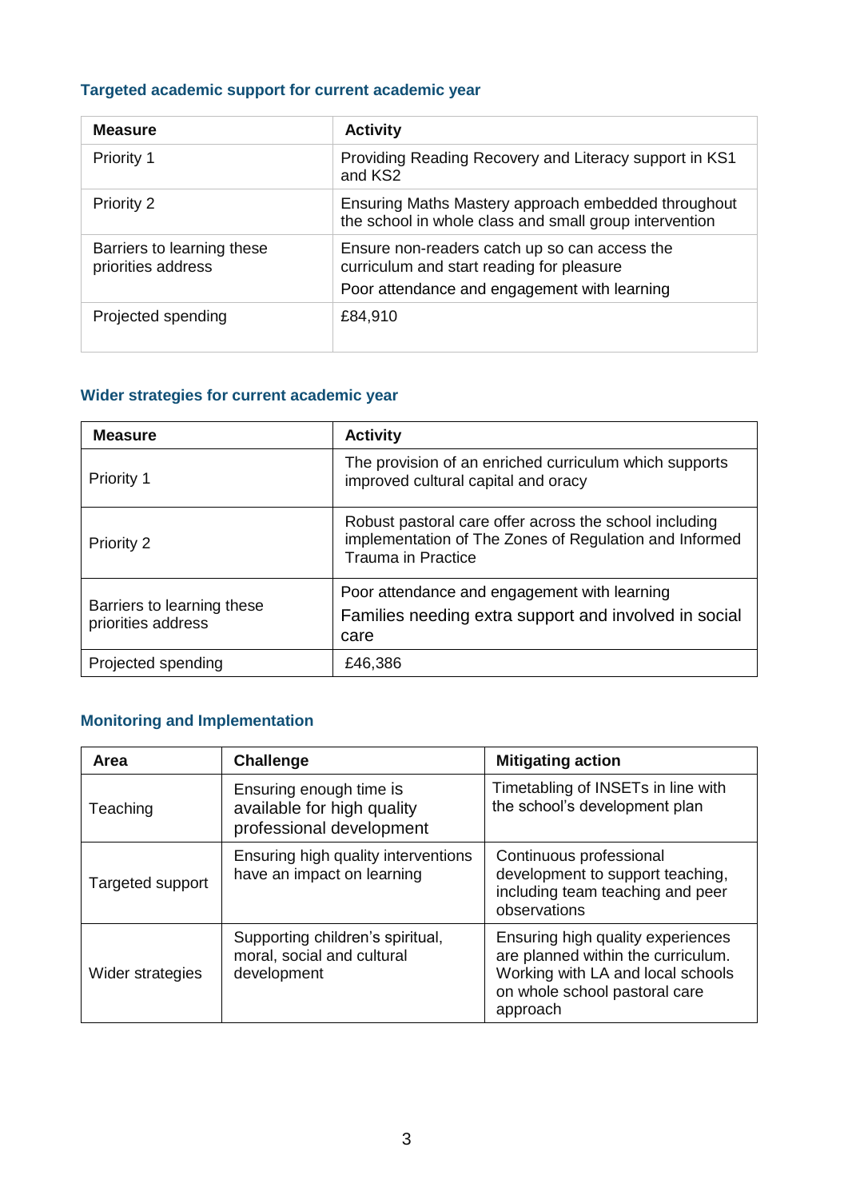### Targeted academic support for current academic year

| Measure | Activity |
|---|---|
| Priority 1 | Providing Reading Recovery and Literacy support in KS1 and KS2 |
| Priority 2 | Ensuring Maths Mastery approach embedded throughout the school in whole class and small group intervention |
| Barriers to learning these priorities address | Ensure non-readers catch up so can access the curriculum and start reading for pleasure<br>Poor attendance and engagement with learning |
| Projected spending | £84,910 |

### Wider strategies for current academic year

| Measure | Activity |
|---|---|
| Priority 1 | The provision of an enriched curriculum which supports improved cultural capital and oracy |
| Priority 2 | Robust pastoral care offer across the school including implementation of The Zones of Regulation and Informed Trauma in Practice |
| Barriers to learning these priorities address | Poor attendance and engagement with learning<br>Families needing extra support and involved in social care |
| Projected spending | £46,386 |

### Monitoring and Implementation

| Area | Challenge | Mitigating action |
|---|---|---|
| Teaching | Ensuring enough time is available for high quality professional development | Timetabling of INSETs in line with the school's development plan |
| Targeted support | Ensuring high quality interventions have an impact on learning | Continuous professional development to support teaching, including team teaching and peer observations |
| Wider strategies | Supporting children's spiritual, moral, social and cultural development | Ensuring high quality experiences are planned within the curriculum. Working with LA and local schools on whole school pastoral care approach |